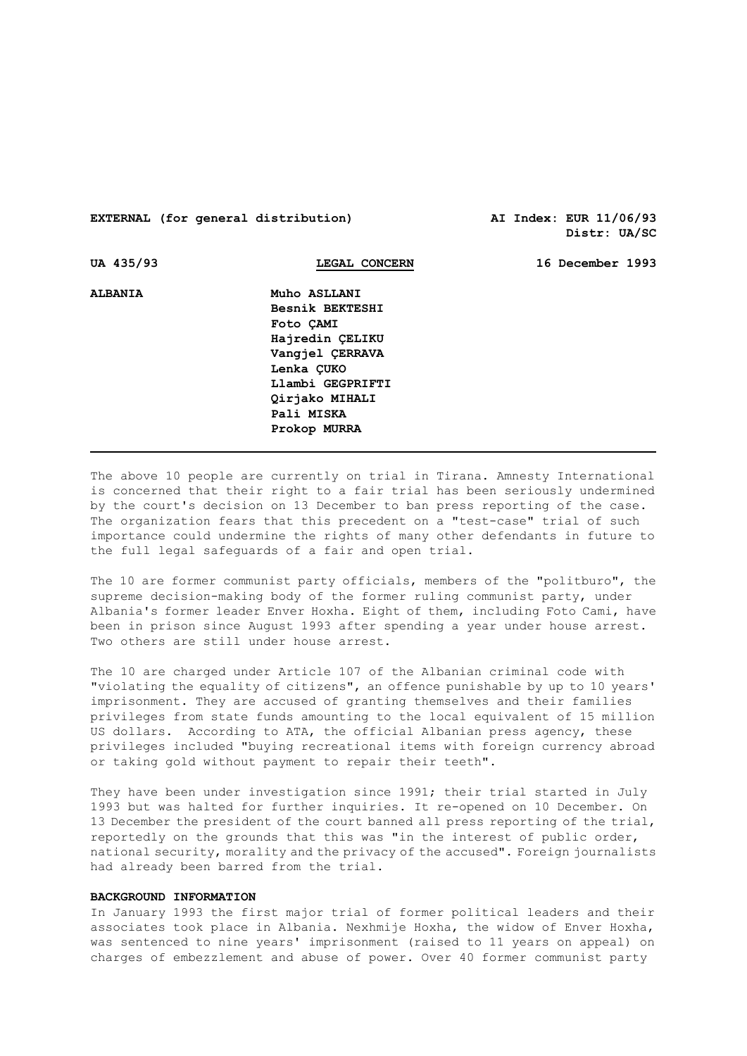**EXTERNAL (for general distribution)** **AI Index: EUR 11/06/93**
**Distr: UA/SC**

**UA 435/93** **LEGAL CONCERN** **16 December 1993**

**ALBANIA**

**Muho ASLLANI**
**Besnik BEKTESHI**
**Foto ÇAMI**
**Hajredin ÇELIKU**
**Vangjel ÇERRAVA**
**Lenka ÇUKO**
**Llambi GEGPRIFTI**
**Qirjako MIHALI**
**Pali MISKA**
**Prokop MURRA**

---

The above 10 people are currently on trial in Tirana. Amnesty International is concerned that their right to a fair trial has been seriously undermined by the court's decision on 13 December to ban press reporting of the case. The organization fears that this precedent on a "test-case" trial of such importance could undermine the rights of many other defendants in future to the full legal safeguards of a fair and open trial.

The 10 are former communist party officials, members of the "politburo", the supreme decision-making body of the former ruling communist party, under Albania's former leader Enver Hoxha. Eight of them, including Foto Cami, have been in prison since August 1993 after spending a year under house arrest. Two others are still under house arrest.

The 10 are charged under Article 107 of the Albanian criminal code with "violating the equality of citizens", an offence punishable by up to 10 years' imprisonment. They are accused of granting themselves and their families privileges from state funds amounting to the local equivalent of 15 million US dollars. According to ATA, the official Albanian press agency, these privileges included "buying recreational items with foreign currency abroad or taking gold without payment to repair their teeth".

They have been under investigation since 1991; their trial started in July 1993 but was halted for further inquiries. It re-opened on 10 December. On 13 December the president of the court banned all press reporting of the trial, reportedly on the grounds that this was "in the interest of public order, national security, morality and the privacy of the accused". Foreign journalists had already been barred from the trial.

**BACKGROUND INFORMATION**

In January 1993 the first major trial of former political leaders and their associates took place in Albania. Nexhmije Hoxha, the widow of Enver Hoxha, was sentenced to nine years' imprisonment (raised to 11 years on appeal) on charges of embezzlement and abuse of power. Over 40 former communist party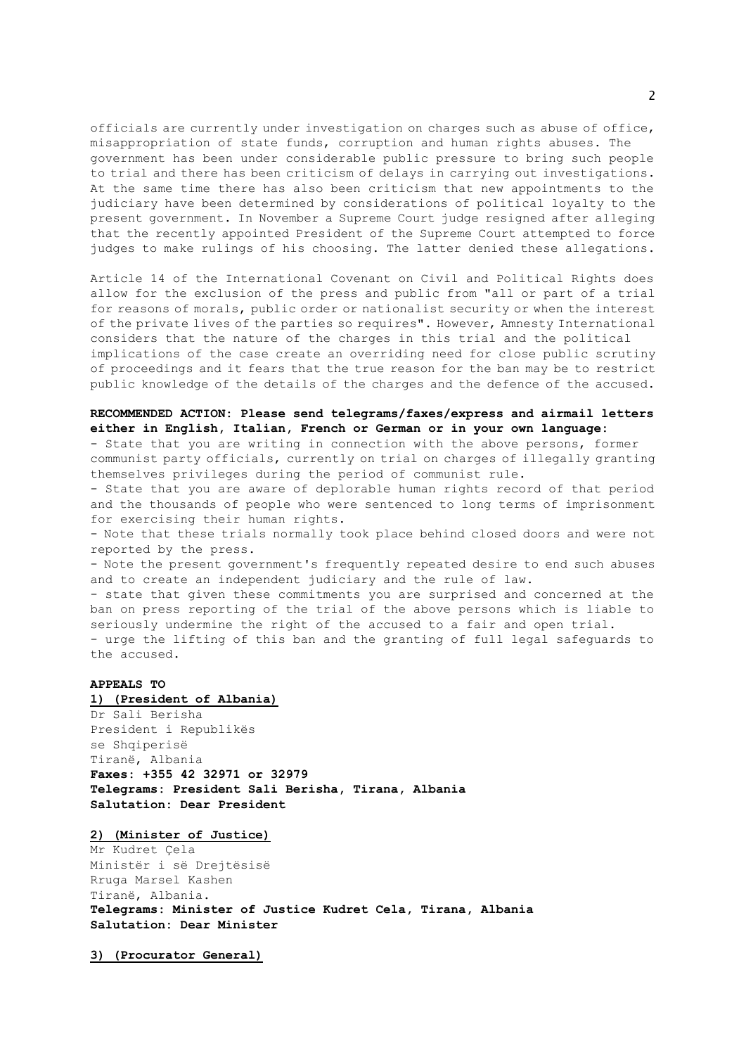officials are currently under investigation on charges such as abuse of office, misappropriation of state funds, corruption and human rights abuses. The government has been under considerable public pressure to bring such people to trial and there has been criticism of delays in carrying out investigations. At the same time there has also been criticism that new appointments to the judiciary have been determined by considerations of political loyalty to the present government. In November a Supreme Court judge resigned after alleging that the recently appointed President of the Supreme Court attempted to force judges to make rulings of his choosing. The latter denied these allegations.

Article 14 of the International Covenant on Civil and Political Rights does allow for the exclusion of the press and public from "all or part of a trial for reasons of morals, public order or nationalist security or when the interest of the private lives of the parties so requires". However, Amnesty International considers that the nature of the charges in this trial and the political implications of the case create an overriding need for close public scrutiny of proceedings and it fears that the true reason for the ban may be to restrict public knowledge of the details of the charges and the defence of the accused.

**RECOMMENDED ACTION: Please send telegrams/faxes/express and airmail letters either in English, Italian, French or German or in your own language:**

- State that you are writing in connection with the above persons, former communist party officials, currently on trial on charges of illegally granting themselves privileges during the period of communist rule.
- State that you are aware of deplorable human rights record of that period and the thousands of people who were sentenced to long terms of imprisonment for exercising their human rights.
- Note that these trials normally took place behind closed doors and were not reported by the press.
- Note the present government's frequently repeated desire to end such abuses and to create an independent judiciary and the rule of law.
- state that given these commitments you are surprised and concerned at the ban on press reporting of the trial of the above persons which is liable to seriously undermine the right of the accused to a fair and open trial.
- urge the lifting of this ban and the granting of full legal safeguards to the accused.

**APPEALS TO**

**1) (President of Albania)**

Dr Sali Berisha
President i Republikës
se Shqiperisë
Tiranë, Albania
**Faxes: +355 42 32971 or 32979**
**Telegrams: President Sali Berisha, Tirana, Albania**
**Salutation: Dear President**

**2) (Minister of Justice)**

Mr Kudret Çela
Ministër i së Drejtësisë
Rruga Marsel Kashen
Tiranë, Albania.
**Telegrams: Minister of Justice Kudret Cela, Tirana, Albania**
**Salutation: Dear Minister**

**3) (Procurator General)**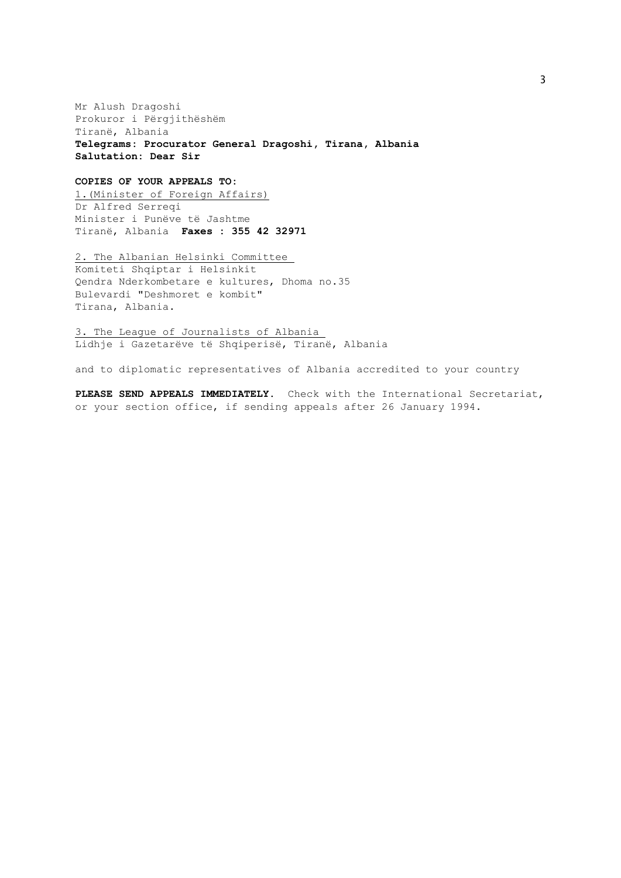Mr Alush Dragoshi
Prokuror i Përgjithëshëm
Tiranë, Albania
**Telegrams: Procurator General Dragoshi, Tirana, Albania**
**Salutation: Dear Sir**

**COPIES OF YOUR APPEALS TO:**

1.(Minister of Foreign Affairs)
Dr Alfred Serreqi
Minister i Punëve të Jashtme
Tiranë, Albania **Faxes : 355 42 32971**

2. The Albanian Helsinki Committee
Komiteti Shqiptar i Helsinkit
Qendra Nderkombetare e kultures, Dhoma no.35
Bulevardi "Deshmoret e kombit"
Tirana, Albania.

3. The League of Journalists of Albania
Lidhje i Gazetarëve të Shqiperisë, Tiranë, Albania

and to diplomatic representatives of Albania accredited to your country

**PLEASE SEND APPEALS IMMEDIATELY.** Check with the International Secretariat, or your section office, if sending appeals after 26 January 1994.